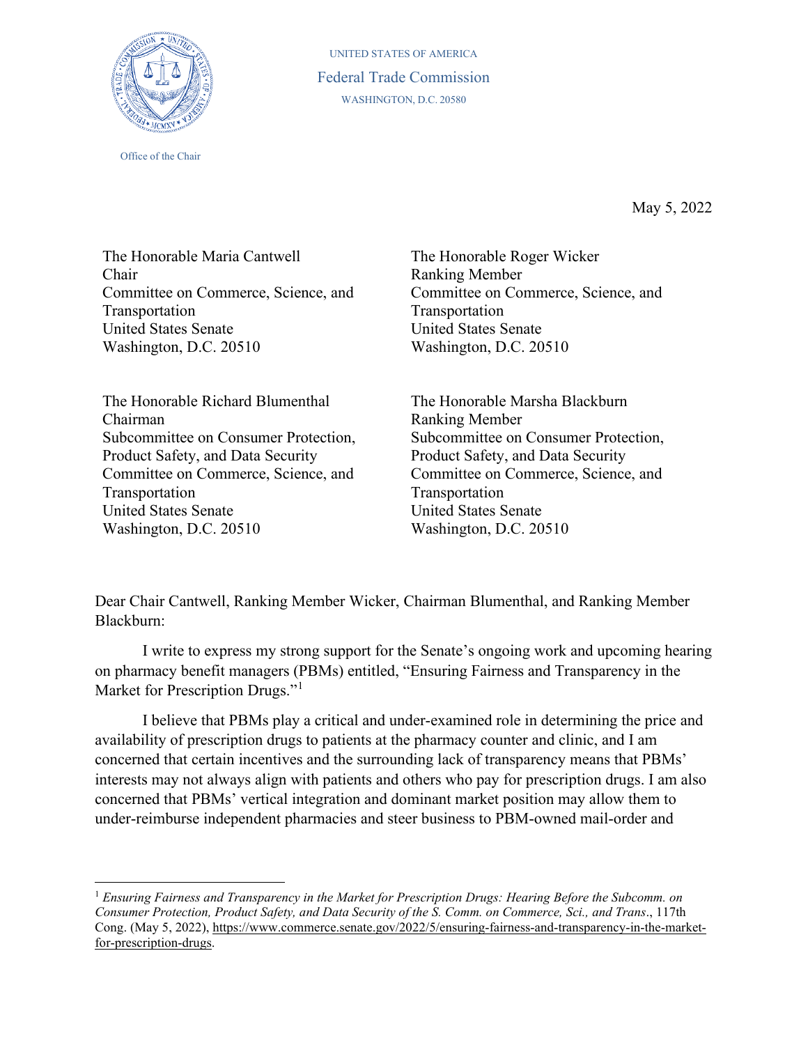UNITED STATES OF AMERICA

Federal Trade Commission

WASHINGTON, D.C. 20580

Office of the Chair

May 5, 2022

The Honorable Maria Cantwell
Chair
Committee on Commerce, Science, and Transportation
United States Senate
Washington, D.C. 20510

The Honorable Roger Wicker
Ranking Member
Committee on Commerce, Science, and Transportation
United States Senate
Washington, D.C. 20510

The Honorable Richard Blumenthal
Chairman
Subcommittee on Consumer Protection, Product Safety, and Data Security
Committee on Commerce, Science, and Transportation
United States Senate
Washington, D.C. 20510

The Honorable Marsha Blackburn
Ranking Member
Subcommittee on Consumer Protection, Product Safety, and Data Security
Committee on Commerce, Science, and Transportation
United States Senate
Washington, D.C. 20510

Dear Chair Cantwell, Ranking Member Wicker, Chairman Blumenthal, and Ranking Member Blackburn:

I write to express my strong support for the Senate's ongoing work and upcoming hearing on pharmacy benefit managers (PBMs) entitled, "Ensuring Fairness and Transparency in the Market for Prescription Drugs."[1]

I believe that PBMs play a critical and under-examined role in determining the price and availability of prescription drugs to patients at the pharmacy counter and clinic, and I am concerned that certain incentives and the surrounding lack of transparency means that PBMs' interests may not always align with patients and others who pay for prescription drugs. I am also concerned that PBMs' vertical integration and dominant market position may allow them to under-reimburse independent pharmacies and steer business to PBM-owned mail-order and

[1] *Ensuring Fairness and Transparency in the Market for Prescription Drugs: Hearing Before the Subcomm. on Consumer Protection, Product Safety, and Data Security of the S. Comm. on Commerce, Sci., and Trans.*, 117th Cong. (May 5, 2022), https://www.commerce.senate.gov/2022/5/ensuring-fairness-and-transparency-in-the-market-for-prescription-drugs.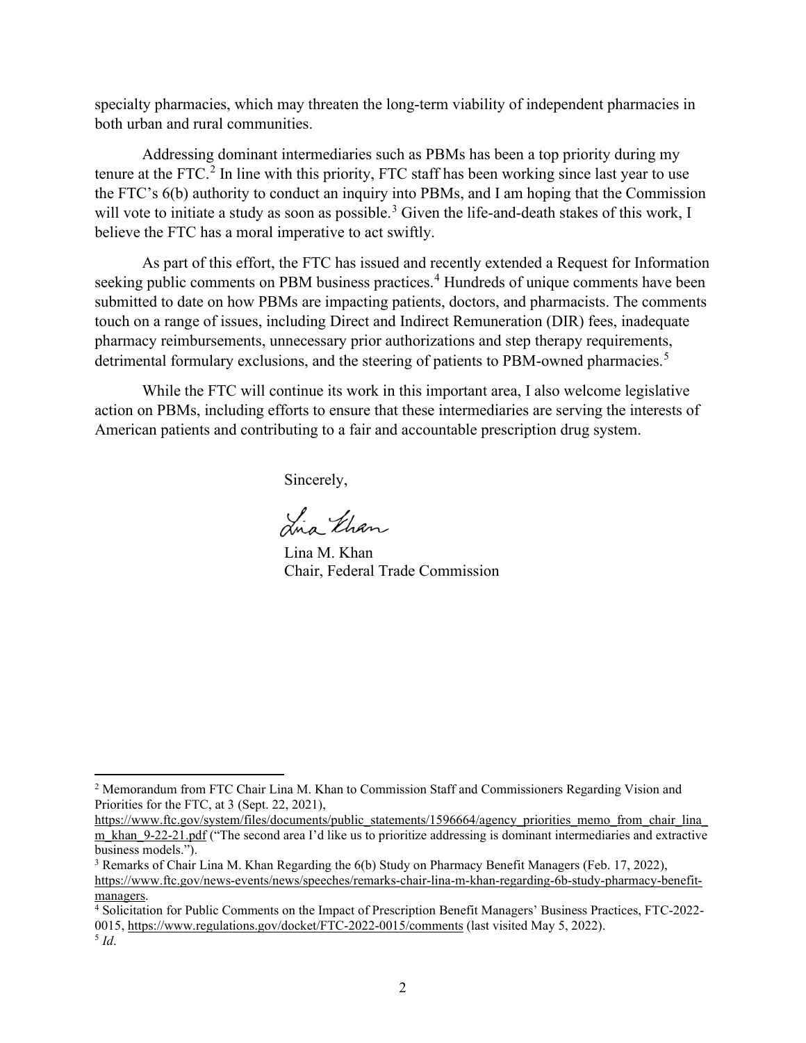specialty pharmacies, which may threaten the long-term viability of independent pharmacies in both urban and rural communities.

Addressing dominant intermediaries such as PBMs has been a top priority during my tenure at the FTC.[2] In line with this priority, FTC staff has been working since last year to use the FTC's 6(b) authority to conduct an inquiry into PBMs, and I am hoping that the Commission will vote to initiate a study as soon as possible.[3] Given the life-and-death stakes of this work, I believe the FTC has a moral imperative to act swiftly.

As part of this effort, the FTC has issued and recently extended a Request for Information seeking public comments on PBM business practices.[4] Hundreds of unique comments have been submitted to date on how PBMs are impacting patients, doctors, and pharmacists. The comments touch on a range of issues, including Direct and Indirect Remuneration (DIR) fees, inadequate pharmacy reimbursements, unnecessary prior authorizations and step therapy requirements, detrimental formulary exclusions, and the steering of patients to PBM-owned pharmacies.[5]

While the FTC will continue its work in this important area, I also welcome legislative action on PBMs, including efforts to ensure that these intermediaries are serving the interests of American patients and contributing to a fair and accountable prescription drug system.

Sincerely,

Lina Khan

Lina M. Khan
Chair, Federal Trade Commission

---

[2] Memorandum from FTC Chair Lina M. Khan to Commission Staff and Commissioners Regarding Vision and Priorities for the FTC, at 3 (Sept. 22, 2021), https://www.ftc.gov/system/files/documents/public_statements/1596664/agency_priorities_memo_from_chair_lina_m_khan_9-22-21.pdf ("The second area I'd like us to prioritize addressing is dominant intermediaries and extractive business models.").

[3] Remarks of Chair Lina M. Khan Regarding the 6(b) Study on Pharmacy Benefit Managers (Feb. 17, 2022), https://www.ftc.gov/news-events/news/speeches/remarks-chair-lina-m-khan-regarding-6b-study-pharmacy-benefit-managers.

[4] Solicitation for Public Comments on the Impact of Prescription Benefit Managers' Business Practices, FTC-2022-0015, https://www.regulations.gov/docket/FTC-2022-0015/comments (last visited May 5, 2022).

[5] *Id*.